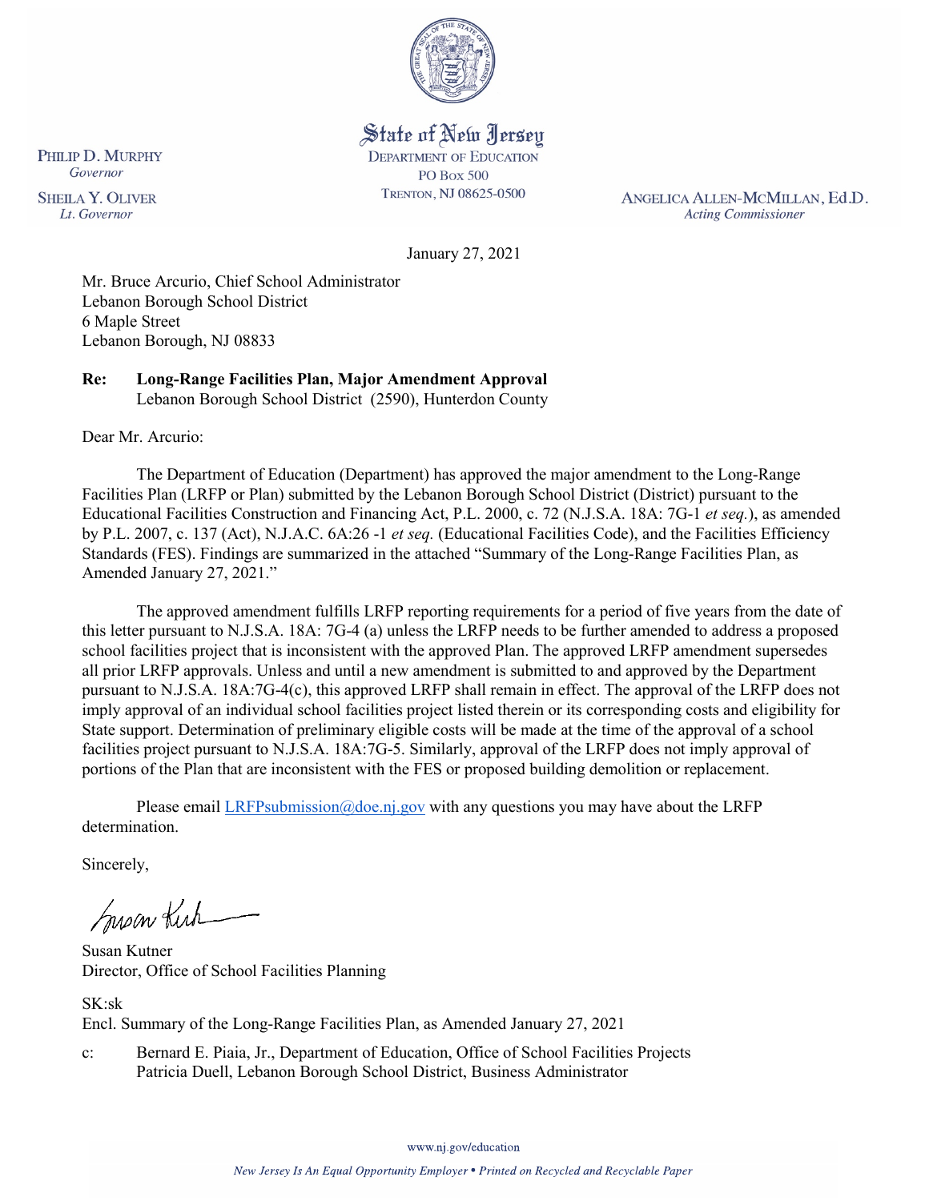State of New Jersey
DEPARTMENT OF EDUCATION
PO Box 500
TRENTON, NJ 08625-0500

PHILIP D. MURPHY
*Governor*

SHEILA Y. OLIVER
*Lt. Governor*

ANGELICA ALLEN-MCMILLAN, Ed.D.
*Acting Commissioner*

January 27, 2021

Mr. Bruce Arcurio, Chief School Administrator
Lebanon Borough School District
6 Maple Street
Lebanon Borough, NJ 08833

**Re: Long-Range Facilities Plan, Major Amendment Approval**
Lebanon Borough School District (2590), Hunterdon County

Dear Mr. Arcurio:

The Department of Education (Department) has approved the major amendment to the Long-Range Facilities Plan (LRFP or Plan) submitted by the Lebanon Borough School District (District) pursuant to the Educational Facilities Construction and Financing Act, P.L. 2000, c. 72 (N.J.S.A. 18A: 7G-1 *et seq.*), as amended by P.L. 2007, c. 137 (Act), N.J.A.C. 6A:26 -1 *et seq.* (Educational Facilities Code), and the Facilities Efficiency Standards (FES). Findings are summarized in the attached "Summary of the Long-Range Facilities Plan, as Amended January 27, 2021."

The approved amendment fulfills LRFP reporting requirements for a period of five years from the date of this letter pursuant to N.J.S.A. 18A: 7G-4 (a) unless the LRFP needs to be further amended to address a proposed school facilities project that is inconsistent with the approved Plan. The approved LRFP amendment supersedes all prior LRFP approvals. Unless and until a new amendment is submitted to and approved by the Department pursuant to N.J.S.A. 18A:7G-4(c), this approved LRFP shall remain in effect. The approval of the LRFP does not imply approval of an individual school facilities project listed therein or its corresponding costs and eligibility for State support. Determination of preliminary eligible costs will be made at the time of the approval of a school facilities project pursuant to N.J.S.A. 18A:7G-5. Similarly, approval of the LRFP does not imply approval of portions of the Plan that are inconsistent with the FES or proposed building demolition or replacement.

Please email LRFPsubmission@doe.nj.gov with any questions you may have about the LRFP determination.

Sincerely,

Susan Kutner
Director, Office of School Facilities Planning

SK:sk
Encl. Summary of the Long-Range Facilities Plan, as Amended January 27, 2021

c: Bernard E. Piaia, Jr., Department of Education, Office of School Facilities Projects
Patricia Duell, Lebanon Borough School District, Business Administrator

www.nj.gov/education

*New Jersey Is An Equal Opportunity Employer • Printed on Recycled and Recyclable Paper*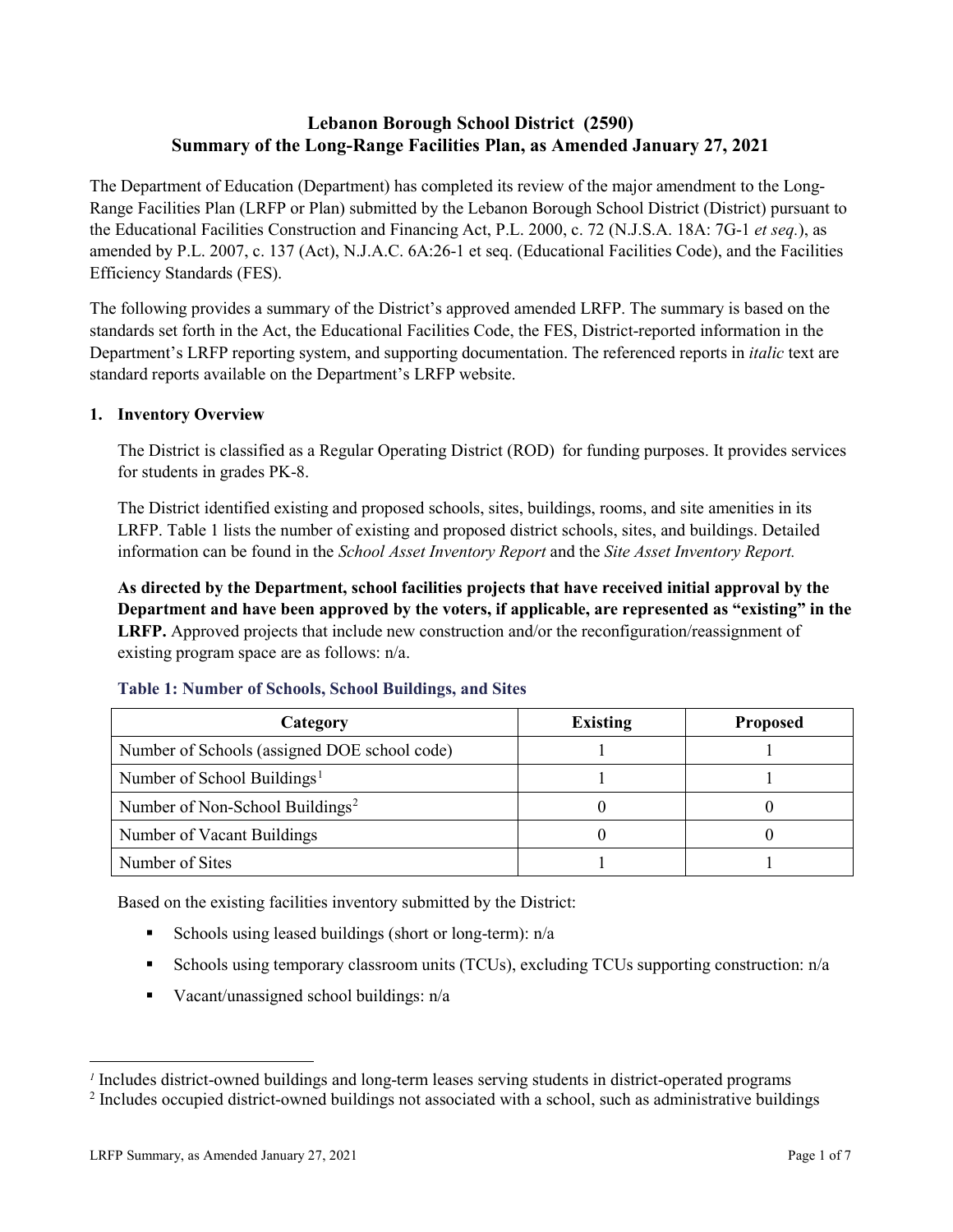# Lebanon Borough School District (2590)
# Summary of the Long-Range Facilities Plan, as Amended January 27, 2021

The Department of Education (Department) has completed its review of the major amendment to the Long-Range Facilities Plan (LRFP or Plan) submitted by the Lebanon Borough School District (District) pursuant to the Educational Facilities Construction and Financing Act, P.L. 2000, c. 72 (N.J.S.A. 18A: 7G-1 *et seq.*), as amended by P.L. 2007, c. 137 (Act), N.J.A.C. 6A:26-1 et seq. (Educational Facilities Code), and the Facilities Efficiency Standards (FES).

The following provides a summary of the District's approved amended LRFP. The summary is based on the standards set forth in the Act, the Educational Facilities Code, the FES, District-reported information in the Department's LRFP reporting system, and supporting documentation. The referenced reports in *italic* text are standard reports available on the Department's LRFP website.

## 1. Inventory Overview

The District is classified as a Regular Operating District (ROD) for funding purposes. It provides services for students in grades PK-8.

The District identified existing and proposed schools, sites, buildings, rooms, and site amenities in its LRFP. Table 1 lists the number of existing and proposed district schools, sites, and buildings. Detailed information can be found in the *School Asset Inventory Report* and the *Site Asset Inventory Report.*

**As directed by the Department, school facilities projects that have received initial approval by the Department and have been approved by the voters, if applicable, are represented as "existing" in the LRFP.** Approved projects that include new construction and/or the reconfiguration/reassignment of existing program space are as follows: n/a.

### Table 1: Number of Schools, School Buildings, and Sites

| Category | Existing | Proposed |
|---|---|---|
| Number of Schools (assigned DOE school code) | 1 | 1 |
| Number of School Buildings[1] | 1 | 1 |
| Number of Non-School Buildings[2] | 0 | 0 |
| Number of Vacant Buildings | 0 | 0 |
| Number of Sites | 1 | 1 |

Based on the existing facilities inventory submitted by the District:

- Schools using leased buildings (short or long-term): n/a
- Schools using temporary classroom units (TCUs), excluding TCUs supporting construction: n/a
- Vacant/unassigned school buildings: n/a

[1] Includes district-owned buildings and long-term leases serving students in district-operated programs

[2] Includes occupied district-owned buildings not associated with a school, such as administrative buildings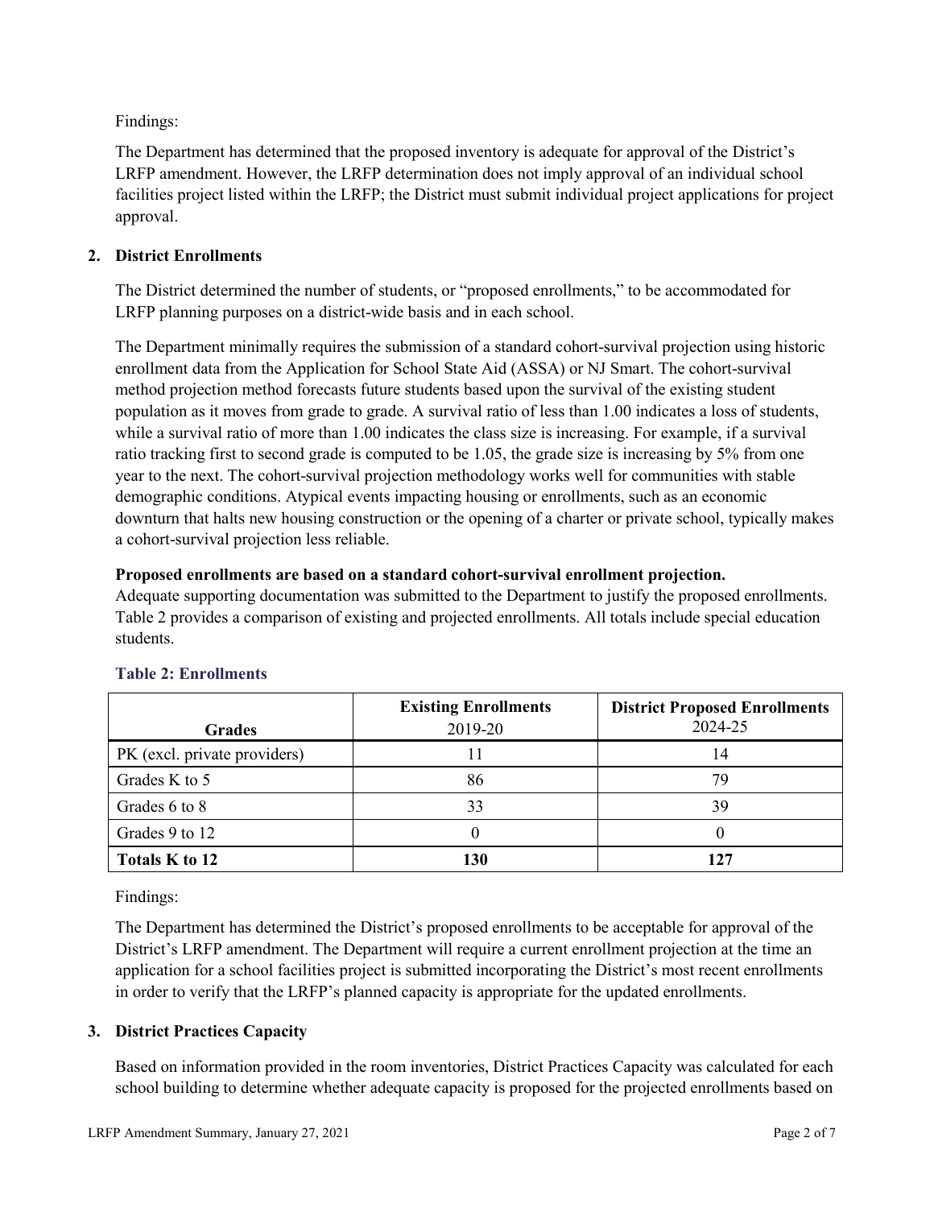Findings:

The Department has determined that the proposed inventory is adequate for approval of the District's LRFP amendment. However, the LRFP determination does not imply approval of an individual school facilities project listed within the LRFP; the District must submit individual project applications for project approval.

## 2. District Enrollments

The District determined the number of students, or "proposed enrollments," to be accommodated for LRFP planning purposes on a district-wide basis and in each school.

The Department minimally requires the submission of a standard cohort-survival projection using historic enrollment data from the Application for School State Aid (ASSA) or NJ Smart. The cohort-survival method projection method forecasts future students based upon the survival of the existing student population as it moves from grade to grade. A survival ratio of less than 1.00 indicates a loss of students, while a survival ratio of more than 1.00 indicates the class size is increasing. For example, if a survival ratio tracking first to second grade is computed to be 1.05, the grade size is increasing by 5% from one year to the next. The cohort-survival projection methodology works well for communities with stable demographic conditions. Atypical events impacting housing or enrollments, such as an economic downturn that halts new housing construction or the opening of a charter or private school, typically makes a cohort-survival projection less reliable.

**Proposed enrollments are based on a standard cohort-survival enrollment projection.**
Adequate supporting documentation was submitted to the Department to justify the proposed enrollments. Table 2 provides a comparison of existing and projected enrollments. All totals include special education students.

### Table 2: Enrollments

| Grades | Existing Enrollments 2019-20 | District Proposed Enrollments 2024-25 |
|---|---|---|
| PK (excl. private providers) | 11 | 14 |
| Grades K to 5 | 86 | 79 |
| Grades 6 to 8 | 33 | 39 |
| Grades 9 to 12 | 0 | 0 |
| **Totals K to 12** | **130** | **127** |

Findings:

The Department has determined the District's proposed enrollments to be acceptable for approval of the District's LRFP amendment. The Department will require a current enrollment projection at the time an application for a school facilities project is submitted incorporating the District's most recent enrollments in order to verify that the LRFP's planned capacity is appropriate for the updated enrollments.

## 3. District Practices Capacity

Based on information provided in the room inventories, District Practices Capacity was calculated for each school building to determine whether adequate capacity is proposed for the projected enrollments based on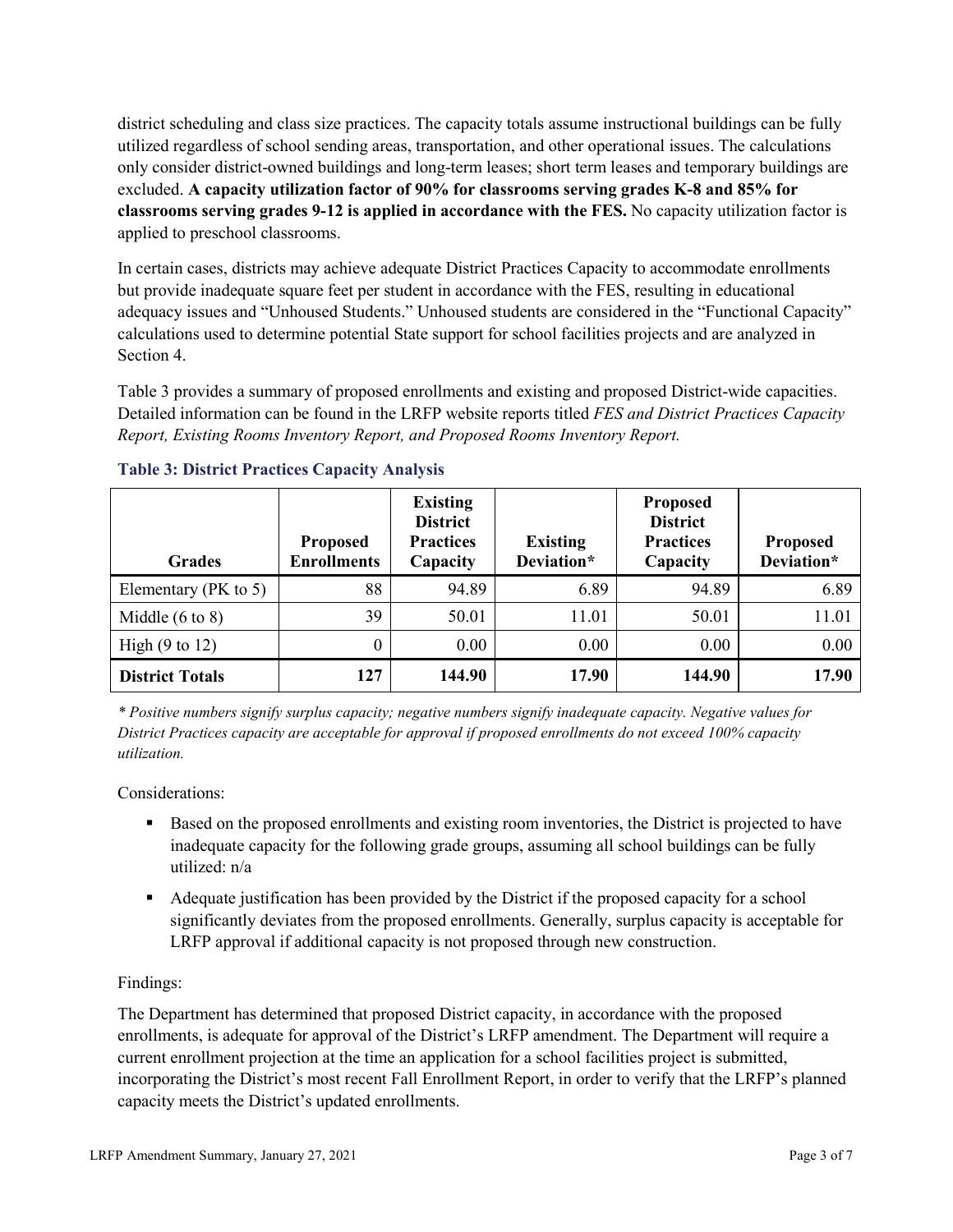district scheduling and class size practices. The capacity totals assume instructional buildings can be fully utilized regardless of school sending areas, transportation, and other operational issues. The calculations only consider district-owned buildings and long-term leases; short term leases and temporary buildings are excluded. **A capacity utilization factor of 90% for classrooms serving grades K-8 and 85% for classrooms serving grades 9-12 is applied in accordance with the FES.** No capacity utilization factor is applied to preschool classrooms.

In certain cases, districts may achieve adequate District Practices Capacity to accommodate enrollments but provide inadequate square feet per student in accordance with the FES, resulting in educational adequacy issues and "Unhoused Students." Unhoused students are considered in the "Functional Capacity" calculations used to determine potential State support for school facilities projects and are analyzed in Section 4.

Table 3 provides a summary of proposed enrollments and existing and proposed District-wide capacities. Detailed information can be found in the LRFP website reports titled *FES and District Practices Capacity Report, Existing Rooms Inventory Report, and Proposed Rooms Inventory Report.*

### Table 3: District Practices Capacity Analysis

| Grades | Proposed Enrollments | Existing District Practices Capacity | Existing Deviation* | Proposed District Practices Capacity | Proposed Deviation* |
|---|---|---|---|---|---|
| Elementary (PK to 5) | 88 | 94.89 | 6.89 | 94.89 | 6.89 |
| Middle (6 to 8) | 39 | 50.01 | 11.01 | 50.01 | 11.01 |
| High (9 to 12) | 0 | 0.00 | 0.00 | 0.00 | 0.00 |
| **District Totals** | **127** | **144.90** | **17.90** | **144.90** | **17.90** |

*\* Positive numbers signify surplus capacity; negative numbers signify inadequate capacity. Negative values for District Practices capacity are acceptable for approval if proposed enrollments do not exceed 100% capacity utilization.*

Considerations:

- Based on the proposed enrollments and existing room inventories, the District is projected to have inadequate capacity for the following grade groups, assuming all school buildings can be fully utilized: n/a
- Adequate justification has been provided by the District if the proposed capacity for a school significantly deviates from the proposed enrollments. Generally, surplus capacity is acceptable for LRFP approval if additional capacity is not proposed through new construction.

Findings:

The Department has determined that proposed District capacity, in accordance with the proposed enrollments, is adequate for approval of the District's LRFP amendment. The Department will require a current enrollment projection at the time an application for a school facilities project is submitted, incorporating the District's most recent Fall Enrollment Report, in order to verify that the LRFP's planned capacity meets the District's updated enrollments.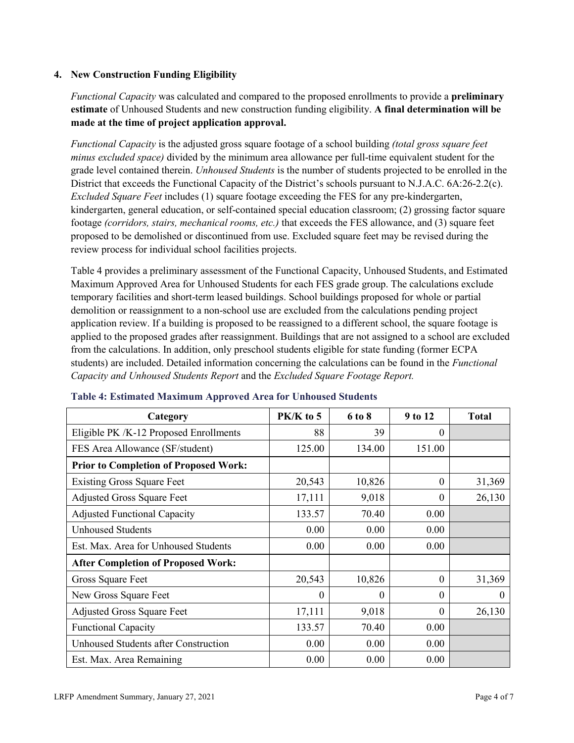## 4. New Construction Funding Eligibility

*Functional Capacity* was calculated and compared to the proposed enrollments to provide a **preliminary estimate** of Unhoused Students and new construction funding eligibility. **A final determination will be made at the time of project application approval.**

*Functional Capacity* is the adjusted gross square footage of a school building *(total gross square feet minus excluded space)* divided by the minimum area allowance per full-time equivalent student for the grade level contained therein. *Unhoused Students* is the number of students projected to be enrolled in the District that exceeds the Functional Capacity of the District's schools pursuant to N.J.A.C. 6A:26-2.2(c). *Excluded Square Feet* includes (1) square footage exceeding the FES for any pre-kindergarten, kindergarten, general education, or self-contained special education classroom; (2) grossing factor square footage *(corridors, stairs, mechanical rooms, etc.)* that exceeds the FES allowance, and (3) square feet proposed to be demolished or discontinued from use. Excluded square feet may be revised during the review process for individual school facilities projects.

Table 4 provides a preliminary assessment of the Functional Capacity, Unhoused Students, and Estimated Maximum Approved Area for Unhoused Students for each FES grade group. The calculations exclude temporary facilities and short-term leased buildings. School buildings proposed for whole or partial demolition or reassignment to a non-school use are excluded from the calculations pending project application review. If a building is proposed to be reassigned to a different school, the square footage is applied to the proposed grades after reassignment. Buildings that are not assigned to a school are excluded from the calculations. In addition, only preschool students eligible for state funding (former ECPA students) are included. Detailed information concerning the calculations can be found in the *Functional Capacity and Unhoused Students Report* and the *Excluded Square Footage Report.*

**Table 4: Estimated Maximum Approved Area for Unhoused Students**

| Category | PK/K to 5 | 6 to 8 | 9 to 12 | Total |
|---|---|---|---|---|
| Eligible PK /K-12 Proposed Enrollments | 88 | 39 | 0 | |
| FES Area Allowance (SF/student) | 125.00 | 134.00 | 151.00 | |
| **Prior to Completion of Proposed Work:** | | | | |
| Existing Gross Square Feet | 20,543 | 10,826 | 0 | 31,369 |
| Adjusted Gross Square Feet | 17,111 | 9,018 | 0 | 26,130 |
| Adjusted Functional Capacity | 133.57 | 70.40 | 0.00 | |
| Unhoused Students | 0.00 | 0.00 | 0.00 | |
| Est. Max. Area for Unhoused Students | 0.00 | 0.00 | 0.00 | |
| **After Completion of Proposed Work:** | | | | |
| Gross Square Feet | 20,543 | 10,826 | 0 | 31,369 |
| New Gross Square Feet | 0 | 0 | 0 | 0 |
| Adjusted Gross Square Feet | 17,111 | 9,018 | 0 | 26,130 |
| Functional Capacity | 133.57 | 70.40 | 0.00 | |
| Unhoused Students after Construction | 0.00 | 0.00 | 0.00 | |
| Est. Max. Area Remaining | 0.00 | 0.00 | 0.00 | |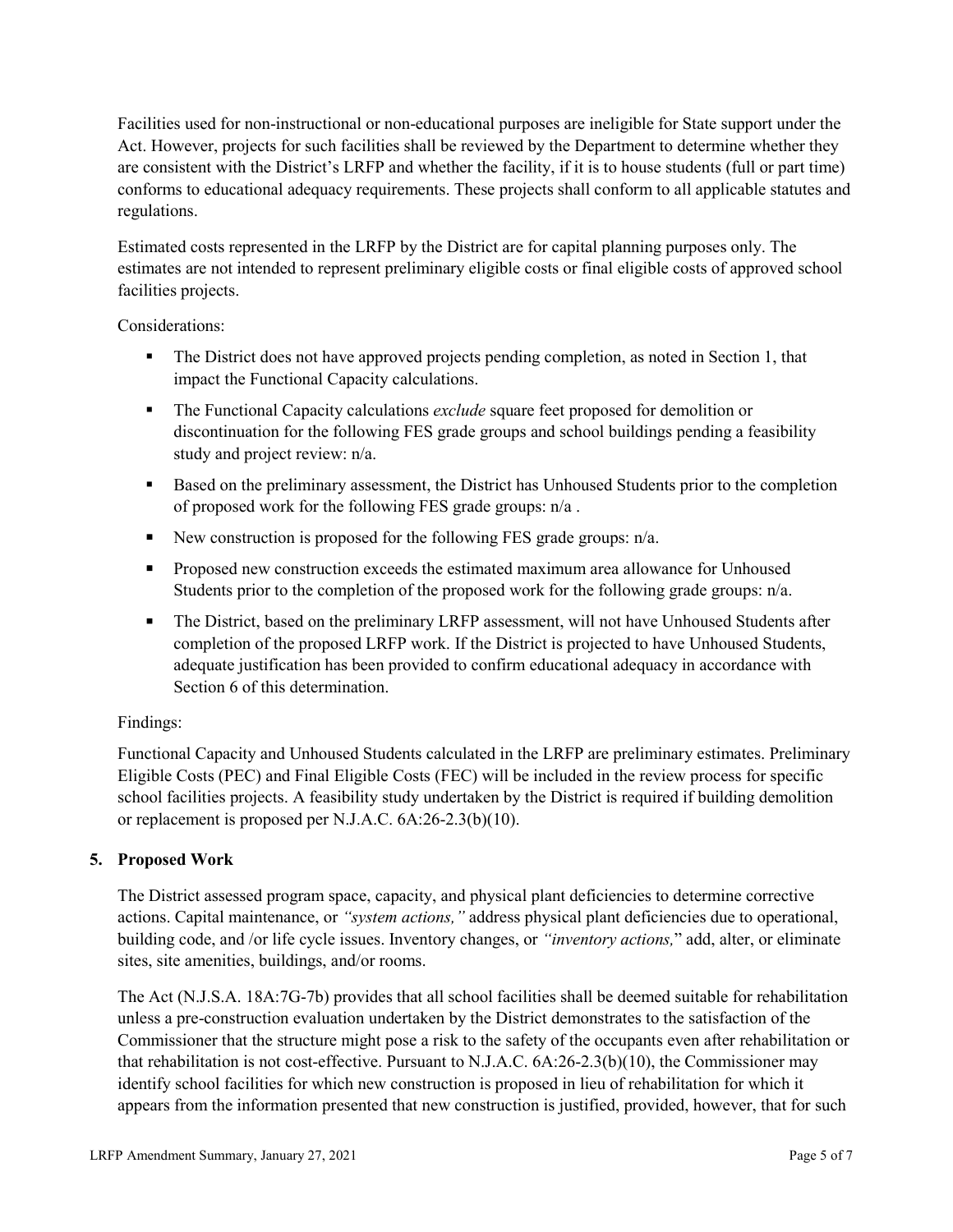Facilities used for non-instructional or non-educational purposes are ineligible for State support under the Act. However, projects for such facilities shall be reviewed by the Department to determine whether they are consistent with the District's LRFP and whether the facility, if it is to house students (full or part time) conforms to educational adequacy requirements. These projects shall conform to all applicable statutes and regulations.

Estimated costs represented in the LRFP by the District are for capital planning purposes only. The estimates are not intended to represent preliminary eligible costs or final eligible costs of approved school facilities projects.

Considerations:

- The District does not have approved projects pending completion, as noted in Section 1, that impact the Functional Capacity calculations.
- The Functional Capacity calculations *exclude* square feet proposed for demolition or discontinuation for the following FES grade groups and school buildings pending a feasibility study and project review: n/a.
- Based on the preliminary assessment, the District has Unhoused Students prior to the completion of proposed work for the following FES grade groups: n/a .
- New construction is proposed for the following FES grade groups: n/a.
- Proposed new construction exceeds the estimated maximum area allowance for Unhoused Students prior to the completion of the proposed work for the following grade groups: n/a.
- The District, based on the preliminary LRFP assessment, will not have Unhoused Students after completion of the proposed LRFP work. If the District is projected to have Unhoused Students, adequate justification has been provided to confirm educational adequacy in accordance with Section 6 of this determination.

Findings:

Functional Capacity and Unhoused Students calculated in the LRFP are preliminary estimates. Preliminary Eligible Costs (PEC) and Final Eligible Costs (FEC) will be included in the review process for specific school facilities projects. A feasibility study undertaken by the District is required if building demolition or replacement is proposed per N.J.A.C. 6A:26-2.3(b)(10).

## 5. Proposed Work

The District assessed program space, capacity, and physical plant deficiencies to determine corrective actions. Capital maintenance, or *"system actions,"* address physical plant deficiencies due to operational, building code, and /or life cycle issues. Inventory changes, or *"inventory actions,"* add, alter, or eliminate sites, site amenities, buildings, and/or rooms.

The Act (N.J.S.A. 18A:7G-7b) provides that all school facilities shall be deemed suitable for rehabilitation unless a pre-construction evaluation undertaken by the District demonstrates to the satisfaction of the Commissioner that the structure might pose a risk to the safety of the occupants even after rehabilitation or that rehabilitation is not cost-effective. Pursuant to N.J.A.C. 6A:26-2.3(b)(10), the Commissioner may identify school facilities for which new construction is proposed in lieu of rehabilitation for which it appears from the information presented that new construction is justified, provided, however, that for such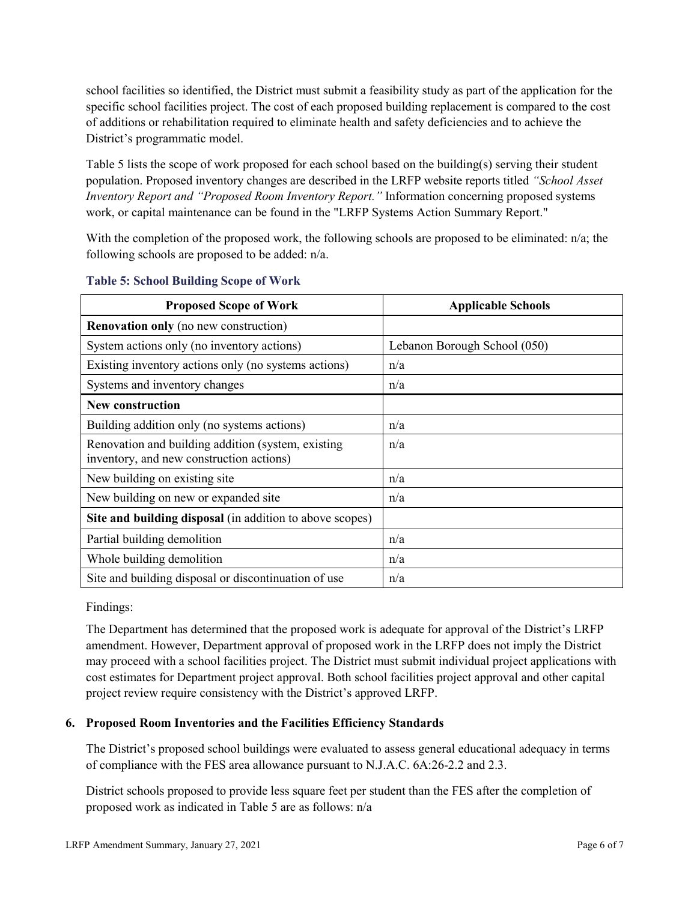school facilities so identified, the District must submit a feasibility study as part of the application for the specific school facilities project. The cost of each proposed building replacement is compared to the cost of additions or rehabilitation required to eliminate health and safety deficiencies and to achieve the District's programmatic model.

Table 5 lists the scope of work proposed for each school based on the building(s) serving their student population. Proposed inventory changes are described in the LRFP website reports titled *"School Asset Inventory Report and "Proposed Room Inventory Report."* Information concerning proposed systems work, or capital maintenance can be found in the "LRFP Systems Action Summary Report."

With the completion of the proposed work, the following schools are proposed to be eliminated: n/a; the following schools are proposed to be added: n/a.

### Table 5: School Building Scope of Work

| Proposed Scope of Work | Applicable Schools |
|---|---|
| **Renovation only** (no new construction) | |
| System actions only (no inventory actions) | Lebanon Borough School (050) |
| Existing inventory actions only (no systems actions) | n/a |
| Systems and inventory changes | n/a |
| **New construction** | |
| Building addition only (no systems actions) | n/a |
| Renovation and building addition (system, existing inventory, and new construction actions) | n/a |
| New building on existing site | n/a |
| New building on new or expanded site | n/a |
| **Site and building disposal** (in addition to above scopes) | |
| Partial building demolition | n/a |
| Whole building demolition | n/a |
| Site and building disposal or discontinuation of use | n/a |

Findings:

The Department has determined that the proposed work is adequate for approval of the District's LRFP amendment. However, Department approval of proposed work in the LRFP does not imply the District may proceed with a school facilities project. The District must submit individual project applications with cost estimates for Department project approval. Both school facilities project approval and other capital project review require consistency with the District's approved LRFP.

## 6. Proposed Room Inventories and the Facilities Efficiency Standards

The District's proposed school buildings were evaluated to assess general educational adequacy in terms of compliance with the FES area allowance pursuant to N.J.A.C. 6A:26-2.2 and 2.3.

District schools proposed to provide less square feet per student than the FES after the completion of proposed work as indicated in Table 5 are as follows: n/a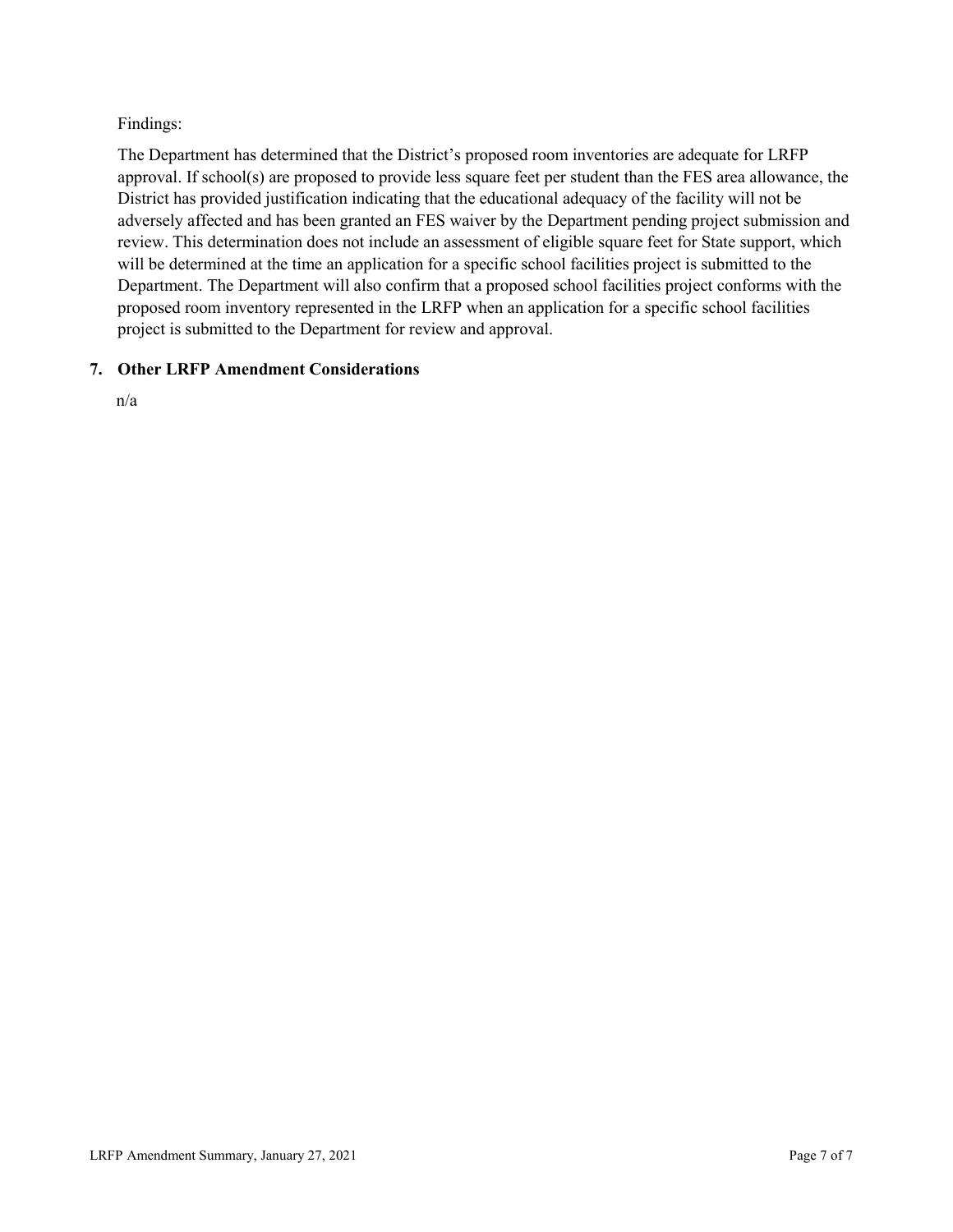Findings:

The Department has determined that the District's proposed room inventories are adequate for LRFP approval. If school(s) are proposed to provide less square feet per student than the FES area allowance, the District has provided justification indicating that the educational adequacy of the facility will not be adversely affected and has been granted an FES waiver by the Department pending project submission and review. This determination does not include an assessment of eligible square feet for State support, which will be determined at the time an application for a specific school facilities project is submitted to the Department. The Department will also confirm that a proposed school facilities project conforms with the proposed room inventory represented in the LRFP when an application for a specific school facilities project is submitted to the Department for review and approval.

## 7. Other LRFP Amendment Considerations

n/a